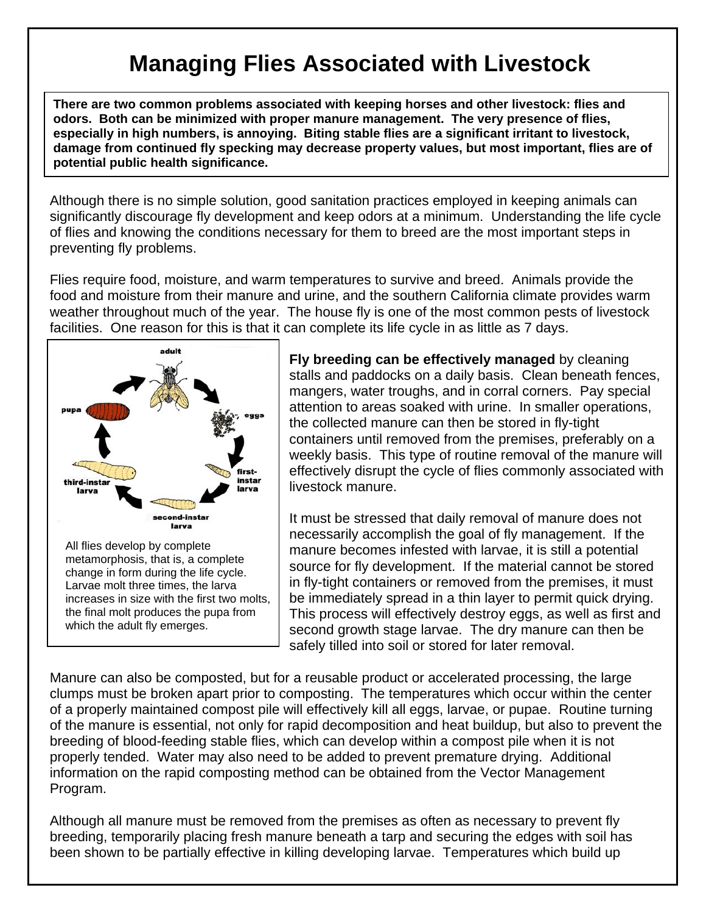# Managing Flies Associated with Livestock

**There are two common problems associated with keeping horses and other livestock: flies and odors. Both can be minimized with proper manure management. The very presence of flies, especially in high numbers, is annoying. Biting stable flies are a significant irritant to livestock, damage from continued fly specking may decrease property values, but most important, flies are of potential public health significance.**

Although there is no simple solution, good sanitation practices employed in keeping animals can significantly discourage fly development and keep odors at a minimum. Understanding the life cycle of flies and knowing the conditions necessary for them to breed are the most important steps in preventing fly problems.

Flies require food, moisture, and warm temperatures to survive and breed. Animals provide the food and moisture from their manure and urine, and the southern California climate provides warm weather throughout much of the year. The house fly is one of the most common pests of livestock facilities. One reason for this is that it can complete its life cycle in as little as 7 days.

All flies develop by complete metamorphosis, that is, a complete change in form during the life cycle. Larvae molt three times, the larva increases in size with the first two molts, the final molt produces the pupa from which the adult fly emerges.

**Fly breeding can be effectively managed** by cleaning stalls and paddocks on a daily basis. Clean beneath fences, mangers, water troughs, and in corral corners. Pay special attention to areas soaked with urine. In smaller operations, the collected manure can then be stored in fly-tight containers until removed from the premises, preferably on a weekly basis. This type of routine removal of the manure will effectively disrupt the cycle of flies commonly associated with livestock manure.

It must be stressed that daily removal of manure does not necessarily accomplish the goal of fly management. If the manure becomes infested with larvae, it is still a potential source for fly development. If the material cannot be stored in fly-tight containers or removed from the premises, it must be immediately spread in a thin layer to permit quick drying. This process will effectively destroy eggs, as well as first and second growth stage larvae. The dry manure can then be safely tilled into soil or stored for later removal.

Manure can also be composted, but for a reusable product or accelerated processing, the large clumps must be broken apart prior to composting. The temperatures which occur within the center of a properly maintained compost pile will effectively kill all eggs, larvae, or pupae. Routine turning of the manure is essential, not only for rapid decomposition and heat buildup, but also to prevent the breeding of blood-feeding stable flies, which can develop within a compost pile when it is not properly tended. Water may also need to be added to prevent premature drying. Additional information on the rapid composting method can be obtained from the Vector Management Program.

Although all manure must be removed from the premises as often as necessary to prevent fly breeding, temporarily placing fresh manure beneath a tarp and securing the edges with soil has been shown to be partially effective in killing developing larvae. Temperatures which build up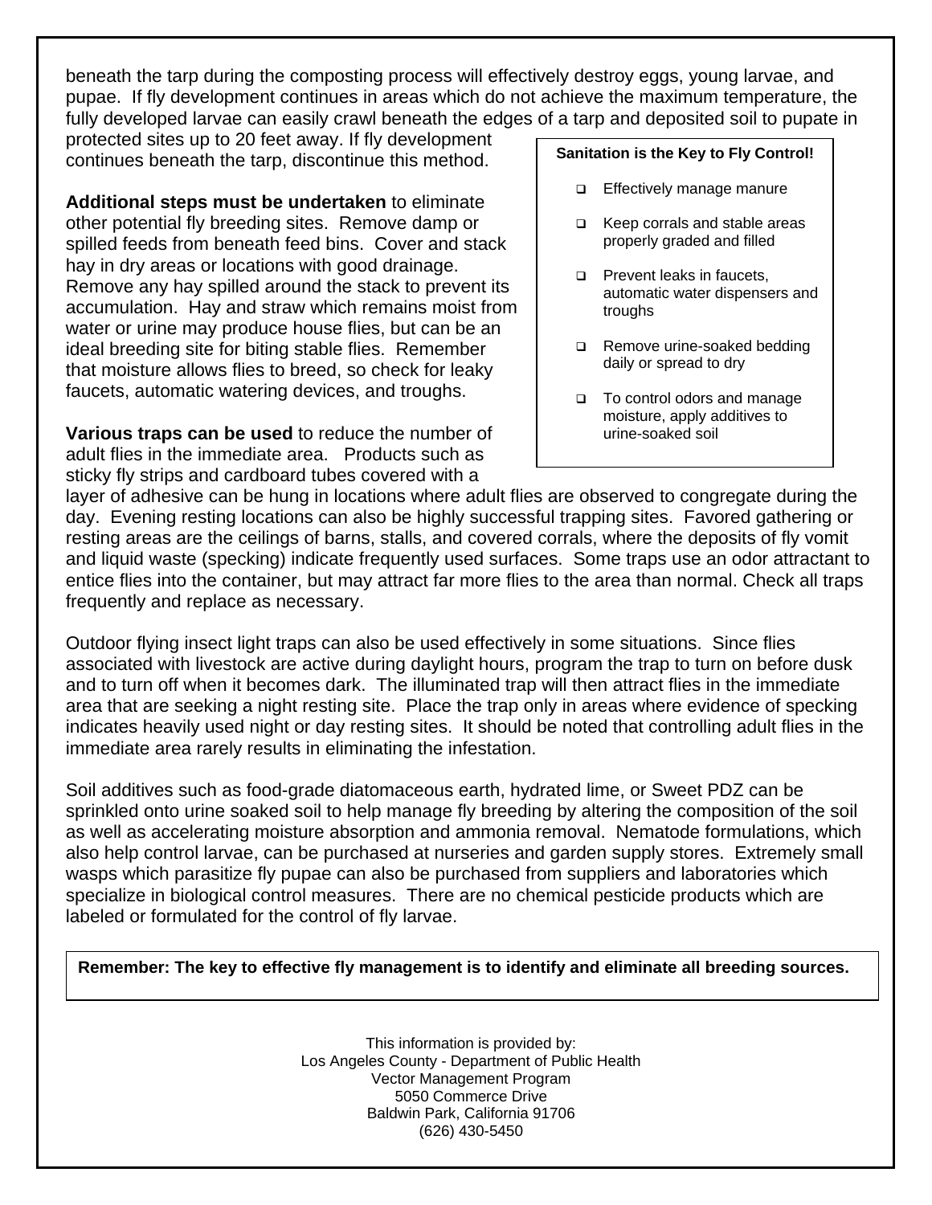beneath the tarp during the composting process will effectively destroy eggs, young larvae, and pupae. If fly development continues in areas which do not achieve the maximum temperature, the fully developed larvae can easily crawl beneath the edges of a tarp and deposited soil to pupate in protected sites up to 20 feet away. If fly development continues beneath the tarp, discontinue this method.

**Additional steps must be undertaken** to eliminate other potential fly breeding sites. Remove damp or spilled feeds from beneath feed bins. Cover and stack hay in dry areas or locations with good drainage. Remove any hay spilled around the stack to prevent its accumulation. Hay and straw which remains moist from water or urine may produce house flies, but can be an ideal breeding site for biting stable flies. Remember that moisture allows flies to breed, so check for leaky faucets, automatic watering devices, and troughs.

**Various traps can be used** to reduce the number of adult flies in the immediate area. Products such as sticky fly strips and cardboard tubes covered with a layer of adhesive can be hung in locations where adult flies are observed to congregate during the day. Evening resting locations can also be highly successful trapping sites. Favored gathering or resting areas are the ceilings of barns, stalls, and covered corrals, where the deposits of fly vomit and liquid waste (specking) indicate frequently used surfaces. Some traps use an odor attractant to entice flies into the container, but may attract far more flies to the area than normal. Check all traps frequently and replace as necessary.

**Sanitation is the Key to Fly Control!**

- Effectively manage manure
- Keep corrals and stable areas properly graded and filled
- Prevent leaks in faucets, automatic water dispensers and troughs
- Remove urine-soaked bedding daily or spread to dry
- To control odors and manage moisture, apply additives to urine-soaked soil

Outdoor flying insect light traps can also be used effectively in some situations. Since flies associated with livestock are active during daylight hours, program the trap to turn on before dusk and to turn off when it becomes dark. The illuminated trap will then attract flies in the immediate area that are seeking a night resting site. Place the trap only in areas where evidence of specking indicates heavily used night or day resting sites. It should be noted that controlling adult flies in the immediate area rarely results in eliminating the infestation.

Soil additives such as food-grade diatomaceous earth, hydrated lime, or Sweet PDZ can be sprinkled onto urine soaked soil to help manage fly breeding by altering the composition of the soil as well as accelerating moisture absorption and ammonia removal. Nematode formulations, which also help control larvae, can be purchased at nurseries and garden supply stores. Extremely small wasps which parasitize fly pupae can also be purchased from suppliers and laboratories which specialize in biological control measures. There are no chemical pesticide products which are labeled or formulated for the control of fly larvae.

**Remember: The key to effective fly management is to identify and eliminate all breeding sources.**

This information is provided by:
Los Angeles County - Department of Public Health
Vector Management Program
5050 Commerce Drive
Baldwin Park, California 91706
(626) 430-5450